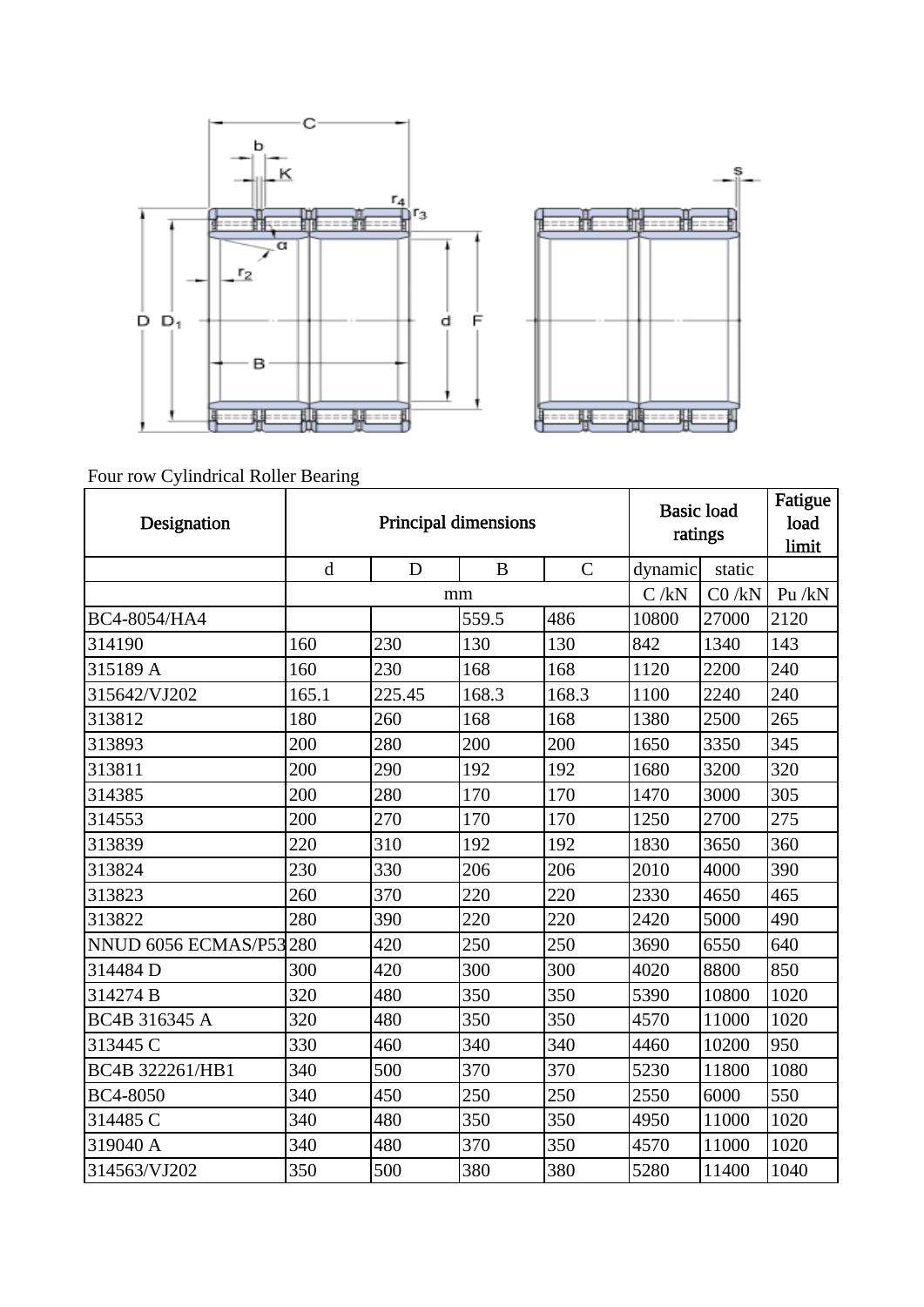Four row Cylindrical Roller Bearing

| Designation | Principal dimensions | | | | Basic load ratings | | Fatigue load limit |
|---|---|---|---|---|---|---|---|
| | d | D | B | C | dynamic | static | |
| | mm | | | | C /kN | C0 /kN | Pu /kN |
| BC4-8054/HA4 | | | 559.5 | 486 | 10800 | 27000 | 2120 |
| 314190 | 160 | 230 | 130 | 130 | 842 | 1340 | 143 |
| 315189 A | 160 | 230 | 168 | 168 | 1120 | 2200 | 240 |
| 315642/VJ202 | 165.1 | 225.45 | 168.3 | 168.3 | 1100 | 2240 | 240 |
| 313812 | 180 | 260 | 168 | 168 | 1380 | 2500 | 265 |
| 313893 | 200 | 280 | 200 | 200 | 1650 | 3350 | 345 |
| 313811 | 200 | 290 | 192 | 192 | 1680 | 3200 | 320 |
| 314385 | 200 | 280 | 170 | 170 | 1470 | 3000 | 305 |
| 314553 | 200 | 270 | 170 | 170 | 1250 | 2700 | 275 |
| 313839 | 220 | 310 | 192 | 192 | 1830 | 3650 | 360 |
| 313824 | 230 | 330 | 206 | 206 | 2010 | 4000 | 390 |
| 313823 | 260 | 370 | 220 | 220 | 2330 | 4650 | 465 |
| 313822 | 280 | 390 | 220 | 220 | 2420 | 5000 | 490 |
| NNUD 6056 ECMAS/P53 | 280 | 420 | 250 | 250 | 3690 | 6550 | 640 |
| 314484 D | 300 | 420 | 300 | 300 | 4020 | 8800 | 850 |
| 314274 B | 320 | 480 | 350 | 350 | 5390 | 10800 | 1020 |
| BC4B 316345 A | 320 | 480 | 350 | 350 | 4570 | 11000 | 1020 |
| 313445 C | 330 | 460 | 340 | 340 | 4460 | 10200 | 950 |
| BC4B 322261/HB1 | 340 | 500 | 370 | 370 | 5230 | 11800 | 1080 |
| BC4-8050 | 340 | 450 | 250 | 250 | 2550 | 6000 | 550 |
| 314485 C | 340 | 480 | 350 | 350 | 4950 | 11000 | 1020 |
| 319040 A | 340 | 480 | 370 | 350 | 4570 | 11000 | 1020 |
| 314563/VJ202 | 350 | 500 | 380 | 380 | 5280 | 11400 | 1040 |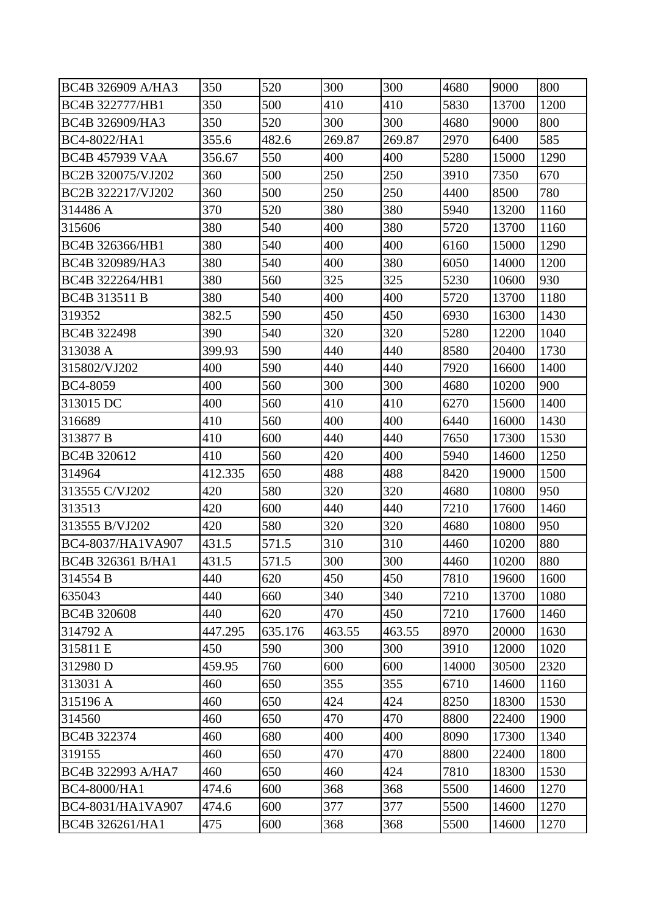| | | | | | | | |
|---|---|---|---|---|---|---|---|
| BC4B 326909 A/HA3 | 350 | 520 | 300 | 300 | 4680 | 9000 | 800 |
| BC4B 322777/HB1 | 350 | 500 | 410 | 410 | 5830 | 13700 | 1200 |
| BC4B 326909/HA3 | 350 | 520 | 300 | 300 | 4680 | 9000 | 800 |
| BC4-8022/HA1 | 355.6 | 482.6 | 269.87 | 269.87 | 2970 | 6400 | 585 |
| BC4B 457939 VAA | 356.67 | 550 | 400 | 400 | 5280 | 15000 | 1290 |
| BC2B 320075/VJ202 | 360 | 500 | 250 | 250 | 3910 | 7350 | 670 |
| BC2B 322217/VJ202 | 360 | 500 | 250 | 250 | 4400 | 8500 | 780 |
| 314486 A | 370 | 520 | 380 | 380 | 5940 | 13200 | 1160 |
| 315606 | 380 | 540 | 400 | 380 | 5720 | 13700 | 1160 |
| BC4B 326366/HB1 | 380 | 540 | 400 | 400 | 6160 | 15000 | 1290 |
| BC4B 320989/HA3 | 380 | 540 | 400 | 380 | 6050 | 14000 | 1200 |
| BC4B 322264/HB1 | 380 | 560 | 325 | 325 | 5230 | 10600 | 930 |
| BC4B 313511 B | 380 | 540 | 400 | 400 | 5720 | 13700 | 1180 |
| 319352 | 382.5 | 590 | 450 | 450 | 6930 | 16300 | 1430 |
| BC4B 322498 | 390 | 540 | 320 | 320 | 5280 | 12200 | 1040 |
| 313038 A | 399.93 | 590 | 440 | 440 | 8580 | 20400 | 1730 |
| 315802/VJ202 | 400 | 590 | 440 | 440 | 7920 | 16600 | 1400 |
| BC4-8059 | 400 | 560 | 300 | 300 | 4680 | 10200 | 900 |
| 313015 DC | 400 | 560 | 410 | 410 | 6270 | 15600 | 1400 |
| 316689 | 410 | 560 | 400 | 400 | 6440 | 16000 | 1430 |
| 313877 B | 410 | 600 | 440 | 440 | 7650 | 17300 | 1530 |
| BC4B 320612 | 410 | 560 | 420 | 400 | 5940 | 14600 | 1250 |
| 314964 | 412.335 | 650 | 488 | 488 | 8420 | 19000 | 1500 |
| 313555 C/VJ202 | 420 | 580 | 320 | 320 | 4680 | 10800 | 950 |
| 313513 | 420 | 600 | 440 | 440 | 7210 | 17600 | 1460 |
| 313555 B/VJ202 | 420 | 580 | 320 | 320 | 4680 | 10800 | 950 |
| BC4-8037/HA1VA907 | 431.5 | 571.5 | 310 | 310 | 4460 | 10200 | 880 |
| BC4B 326361 B/HA1 | 431.5 | 571.5 | 300 | 300 | 4460 | 10200 | 880 |
| 314554 B | 440 | 620 | 450 | 450 | 7810 | 19600 | 1600 |
| 635043 | 440 | 660 | 340 | 340 | 7210 | 13700 | 1080 |
| BC4B 320608 | 440 | 620 | 470 | 450 | 7210 | 17600 | 1460 |
| 314792 A | 447.295 | 635.176 | 463.55 | 463.55 | 8970 | 20000 | 1630 |
| 315811 E | 450 | 590 | 300 | 300 | 3910 | 12000 | 1020 |
| 312980 D | 459.95 | 760 | 600 | 600 | 14000 | 30500 | 2320 |
| 313031 A | 460 | 650 | 355 | 355 | 6710 | 14600 | 1160 |
| 315196 A | 460 | 650 | 424 | 424 | 8250 | 18300 | 1530 |
| 314560 | 460 | 650 | 470 | 470 | 8800 | 22400 | 1900 |
| BC4B 322374 | 460 | 680 | 400 | 400 | 8090 | 17300 | 1340 |
| 319155 | 460 | 650 | 470 | 470 | 8800 | 22400 | 1800 |
| BC4B 322993 A/HA7 | 460 | 650 | 460 | 424 | 7810 | 18300 | 1530 |
| BC4-8000/HA1 | 474.6 | 600 | 368 | 368 | 5500 | 14600 | 1270 |
| BC4-8031/HA1VA907 | 474.6 | 600 | 377 | 377 | 5500 | 14600 | 1270 |
| BC4B 326261/HA1 | 475 | 600 | 368 | 368 | 5500 | 14600 | 1270 |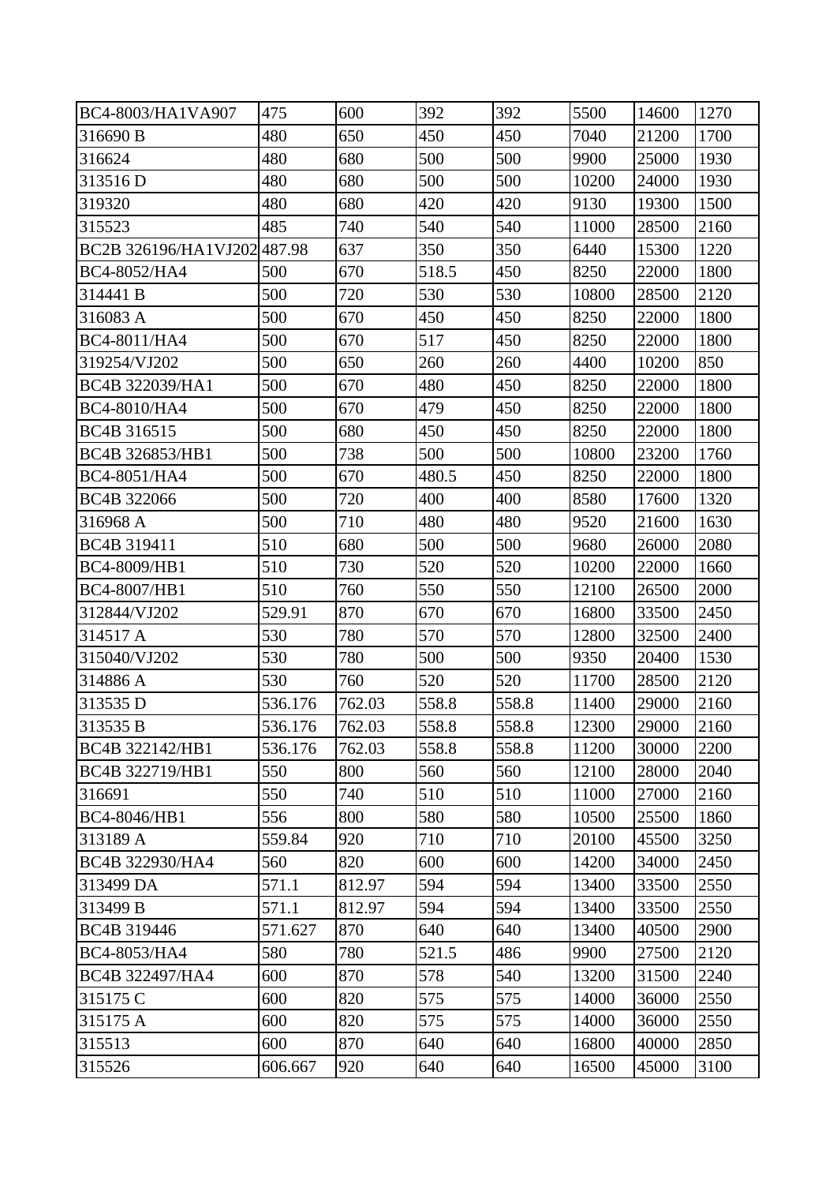| | | | | | | | |
|---|---|---|---|---|---|---|---|
| BC4-8003/HA1VA907 | 475 | 600 | 392 | 392 | 5500 | 14600 | 1270 |
| 316690 B | 480 | 650 | 450 | 450 | 7040 | 21200 | 1700 |
| 316624 | 480 | 680 | 500 | 500 | 9900 | 25000 | 1930 |
| 313516 D | 480 | 680 | 500 | 500 | 10200 | 24000 | 1930 |
| 319320 | 480 | 680 | 420 | 420 | 9130 | 19300 | 1500 |
| 315523 | 485 | 740 | 540 | 540 | 11000 | 28500 | 2160 |
| BC2B 326196/HA1VJ202 | 487.98 | 637 | 350 | 350 | 6440 | 15300 | 1220 |
| BC4-8052/HA4 | 500 | 670 | 518.5 | 450 | 8250 | 22000 | 1800 |
| 314441 B | 500 | 720 | 530 | 530 | 10800 | 28500 | 2120 |
| 316083 A | 500 | 670 | 450 | 450 | 8250 | 22000 | 1800 |
| BC4-8011/HA4 | 500 | 670 | 517 | 450 | 8250 | 22000 | 1800 |
| 319254/VJ202 | 500 | 650 | 260 | 260 | 4400 | 10200 | 850 |
| BC4B 322039/HA1 | 500 | 670 | 480 | 450 | 8250 | 22000 | 1800 |
| BC4-8010/HA4 | 500 | 670 | 479 | 450 | 8250 | 22000 | 1800 |
| BC4B 316515 | 500 | 680 | 450 | 450 | 8250 | 22000 | 1800 |
| BC4B 326853/HB1 | 500 | 738 | 500 | 500 | 10800 | 23200 | 1760 |
| BC4-8051/HA4 | 500 | 670 | 480.5 | 450 | 8250 | 22000 | 1800 |
| BC4B 322066 | 500 | 720 | 400 | 400 | 8580 | 17600 | 1320 |
| 316968 A | 500 | 710 | 480 | 480 | 9520 | 21600 | 1630 |
| BC4B 319411 | 510 | 680 | 500 | 500 | 9680 | 26000 | 2080 |
| BC4-8009/HB1 | 510 | 730 | 520 | 520 | 10200 | 22000 | 1660 |
| BC4-8007/HB1 | 510 | 760 | 550 | 550 | 12100 | 26500 | 2000 |
| 312844/VJ202 | 529.91 | 870 | 670 | 670 | 16800 | 33500 | 2450 |
| 314517 A | 530 | 780 | 570 | 570 | 12800 | 32500 | 2400 |
| 315040/VJ202 | 530 | 780 | 500 | 500 | 9350 | 20400 | 1530 |
| 314886 A | 530 | 760 | 520 | 520 | 11700 | 28500 | 2120 |
| 313535 D | 536.176 | 762.03 | 558.8 | 558.8 | 11400 | 29000 | 2160 |
| 313535 B | 536.176 | 762.03 | 558.8 | 558.8 | 12300 | 29000 | 2160 |
| BC4B 322142/HB1 | 536.176 | 762.03 | 558.8 | 558.8 | 11200 | 30000 | 2200 |
| BC4B 322719/HB1 | 550 | 800 | 560 | 560 | 12100 | 28000 | 2040 |
| 316691 | 550 | 740 | 510 | 510 | 11000 | 27000 | 2160 |
| BC4-8046/HB1 | 556 | 800 | 580 | 580 | 10500 | 25500 | 1860 |
| 313189 A | 559.84 | 920 | 710 | 710 | 20100 | 45500 | 3250 |
| BC4B 322930/HA4 | 560 | 820 | 600 | 600 | 14200 | 34000 | 2450 |
| 313499 DA | 571.1 | 812.97 | 594 | 594 | 13400 | 33500 | 2550 |
| 313499 B | 571.1 | 812.97 | 594 | 594 | 13400 | 33500 | 2550 |
| BC4B 319446 | 571.627 | 870 | 640 | 640 | 13400 | 40500 | 2900 |
| BC4-8053/HA4 | 580 | 780 | 521.5 | 486 | 9900 | 27500 | 2120 |
| BC4B 322497/HA4 | 600 | 870 | 578 | 540 | 13200 | 31500 | 2240 |
| 315175 C | 600 | 820 | 575 | 575 | 14000 | 36000 | 2550 |
| 315175 A | 600 | 820 | 575 | 575 | 14000 | 36000 | 2550 |
| 315513 | 600 | 870 | 640 | 640 | 16800 | 40000 | 2850 |
| 315526 | 606.667 | 920 | 640 | 640 | 16500 | 45000 | 3100 |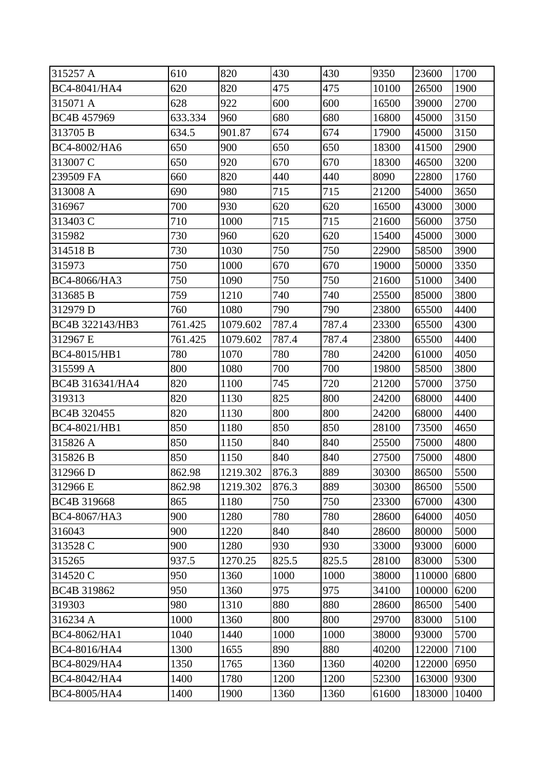| | | | | | | | |
|---|---|---|---|---|---|---|---|
| 315257 A | 610 | 820 | 430 | 430 | 9350 | 23600 | 1700 |
| BC4-8041/HA4 | 620 | 820 | 475 | 475 | 10100 | 26500 | 1900 |
| 315071 A | 628 | 922 | 600 | 600 | 16500 | 39000 | 2700 |
| BC4B 457969 | 633.334 | 960 | 680 | 680 | 16800 | 45000 | 3150 |
| 313705 B | 634.5 | 901.87 | 674 | 674 | 17900 | 45000 | 3150 |
| BC4-8002/HA6 | 650 | 900 | 650 | 650 | 18300 | 41500 | 2900 |
| 313007 C | 650 | 920 | 670 | 670 | 18300 | 46500 | 3200 |
| 239509 FA | 660 | 820 | 440 | 440 | 8090 | 22800 | 1760 |
| 313008 A | 690 | 980 | 715 | 715 | 21200 | 54000 | 3650 |
| 316967 | 700 | 930 | 620 | 620 | 16500 | 43000 | 3000 |
| 313403 C | 710 | 1000 | 715 | 715 | 21600 | 56000 | 3750 |
| 315982 | 730 | 960 | 620 | 620 | 15400 | 45000 | 3000 |
| 314518 B | 730 | 1030 | 750 | 750 | 22900 | 58500 | 3900 |
| 315973 | 750 | 1000 | 670 | 670 | 19000 | 50000 | 3350 |
| BC4-8066/HA3 | 750 | 1090 | 750 | 750 | 21600 | 51000 | 3400 |
| 313685 B | 759 | 1210 | 740 | 740 | 25500 | 85000 | 3800 |
| 312979 D | 760 | 1080 | 790 | 790 | 23800 | 65500 | 4400 |
| BC4B 322143/HB3 | 761.425 | 1079.602 | 787.4 | 787.4 | 23300 | 65500 | 4300 |
| 312967 E | 761.425 | 1079.602 | 787.4 | 787.4 | 23800 | 65500 | 4400 |
| BC4-8015/HB1 | 780 | 1070 | 780 | 780 | 24200 | 61000 | 4050 |
| 315599 A | 800 | 1080 | 700 | 700 | 19800 | 58500 | 3800 |
| BC4B 316341/HA4 | 820 | 1100 | 745 | 720 | 21200 | 57000 | 3750 |
| 319313 | 820 | 1130 | 825 | 800 | 24200 | 68000 | 4400 |
| BC4B 320455 | 820 | 1130 | 800 | 800 | 24200 | 68000 | 4400 |
| BC4-8021/HB1 | 850 | 1180 | 850 | 850 | 28100 | 73500 | 4650 |
| 315826 A | 850 | 1150 | 840 | 840 | 25500 | 75000 | 4800 |
| 315826 B | 850 | 1150 | 840 | 840 | 27500 | 75000 | 4800 |
| 312966 D | 862.98 | 1219.302 | 876.3 | 889 | 30300 | 86500 | 5500 |
| 312966 E | 862.98 | 1219.302 | 876.3 | 889 | 30300 | 86500 | 5500 |
| BC4B 319668 | 865 | 1180 | 750 | 750 | 23300 | 67000 | 4300 |
| BC4-8067/HA3 | 900 | 1280 | 780 | 780 | 28600 | 64000 | 4050 |
| 316043 | 900 | 1220 | 840 | 840 | 28600 | 80000 | 5000 |
| 313528 C | 900 | 1280 | 930 | 930 | 33000 | 93000 | 6000 |
| 315265 | 937.5 | 1270.25 | 825.5 | 825.5 | 28100 | 83000 | 5300 |
| 314520 C | 950 | 1360 | 1000 | 1000 | 38000 | 110000 | 6800 |
| BC4B 319862 | 950 | 1360 | 975 | 975 | 34100 | 100000 | 6200 |
| 319303 | 980 | 1310 | 880 | 880 | 28600 | 86500 | 5400 |
| 316234 A | 1000 | 1360 | 800 | 800 | 29700 | 83000 | 5100 |
| BC4-8062/HA1 | 1040 | 1440 | 1000 | 1000 | 38000 | 93000 | 5700 |
| BC4-8016/HA4 | 1300 | 1655 | 890 | 880 | 40200 | 122000 | 7100 |
| BC4-8029/HA4 | 1350 | 1765 | 1360 | 1360 | 40200 | 122000 | 6950 |
| BC4-8042/HA4 | 1400 | 1780 | 1200 | 1200 | 52300 | 163000 | 9300 |
| BC4-8005/HA4 | 1400 | 1900 | 1360 | 1360 | 61600 | 183000 | 10400 |